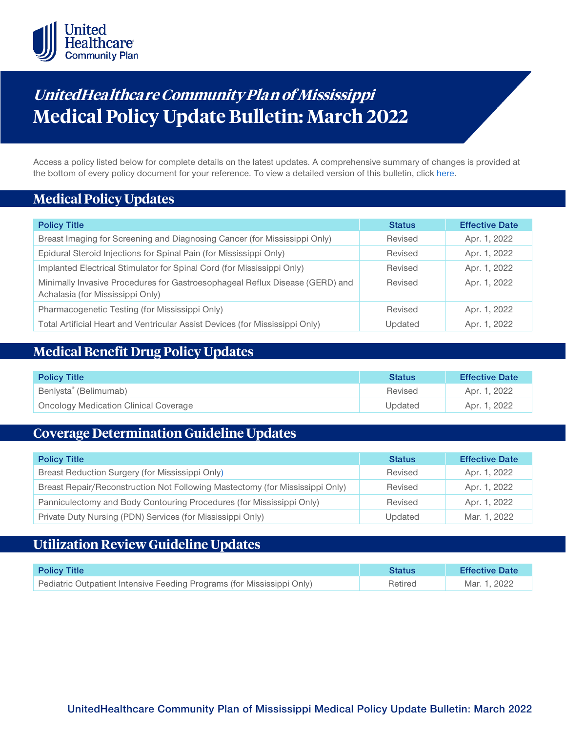*UnitedHealthcare Community Plan of Mississippi*

# Medical Policy Update Bulletin: March 2022

Access a policy listed below for complete details on the latest updates. A comprehensive summary of changes is provided at the bottom of every policy document for your reference. To view a detailed version of this bulletin, click here.

## Medical Policy Updates

| Policy Title | Status | Effective Date |
|---|---|---|
| Breast Imaging for Screening and Diagnosing Cancer (for Mississippi Only) | Revised | Apr. 1, 2022 |
| Epidural Steroid Injections for Spinal Pain (for Mississippi Only) | Revised | Apr. 1, 2022 |
| Implanted Electrical Stimulator for Spinal Cord (for Mississippi Only) | Revised | Apr. 1, 2022 |
| Minimally Invasive Procedures for Gastroesophageal Reflux Disease (GERD) and Achalasia (for Mississippi Only) | Revised | Apr. 1, 2022 |
| Pharmacogenetic Testing (for Mississippi Only) | Revised | Apr. 1, 2022 |
| Total Artificial Heart and Ventricular Assist Devices (for Mississippi Only) | Updated | Apr. 1, 2022 |

## Medical Benefit Drug Policy Updates

| Policy Title | Status | Effective Date |
|---|---|---|
| Benlysta® (Belimumab) | Revised | Apr. 1, 2022 |
| Oncology Medication Clinical Coverage | Updated | Apr. 1, 2022 |

## Coverage Determination Guideline Updates

| Policy Title | Status | Effective Date |
|---|---|---|
| Breast Reduction Surgery (for Mississippi Only) | Revised | Apr. 1, 2022 |
| Breast Repair/Reconstruction Not Following Mastectomy (for Mississippi Only) | Revised | Apr. 1, 2022 |
| Panniculectomy and Body Contouring Procedures (for Mississippi Only) | Revised | Apr. 1, 2022 |
| Private Duty Nursing (PDN) Services (for Mississippi Only) | Updated | Mar. 1, 2022 |

## Utilization Review Guideline Updates

| Policy Title | Status | Effective Date |
|---|---|---|
| Pediatric Outpatient Intensive Feeding Programs (for Mississippi Only) | Retired | Mar. 1, 2022 |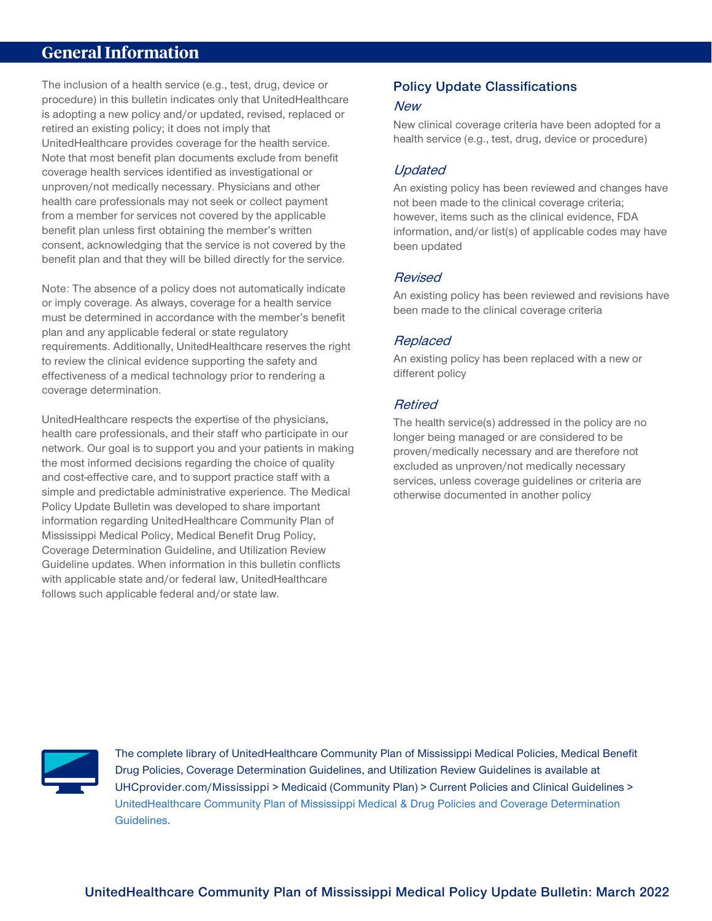## General Information

The inclusion of a health service (e.g., test, drug, device or procedure) in this bulletin indicates only that UnitedHealthcare is adopting a new policy and/or updated, revised, replaced or retired an existing policy; it does not imply that UnitedHealthcare provides coverage for the health service. Note that most benefit plan documents exclude from benefit coverage health services identified as investigational or unproven/not medically necessary. Physicians and other health care professionals may not seek or collect payment from a member for services not covered by the applicable benefit plan unless first obtaining the member's written consent, acknowledging that the service is not covered by the benefit plan and that they will be billed directly for the service.

Note: The absence of a policy does not automatically indicate or imply coverage. As always, coverage for a health service must be determined in accordance with the member's benefit plan and any applicable federal or state regulatory requirements. Additionally, UnitedHealthcare reserves the right to review the clinical evidence supporting the safety and effectiveness of a medical technology prior to rendering a coverage determination.

UnitedHealthcare respects the expertise of the physicians, health care professionals, and their staff who participate in our network. Our goal is to support you and your patients in making the most informed decisions regarding the choice of quality and cost-effective care, and to support practice staff with a simple and predictable administrative experience. The Medical Policy Update Bulletin was developed to share important information regarding UnitedHealthcare Community Plan of Mississippi Medical Policy, Medical Benefit Drug Policy, Coverage Determination Guideline, and Utilization Review Guideline updates. When information in this bulletin conflicts with applicable state and/or federal law, UnitedHealthcare follows such applicable federal and/or state law.

### Policy Update Classifications

*New*

New clinical coverage criteria have been adopted for a health service (e.g., test, drug, device or procedure)

*Updated*

An existing policy has been reviewed and changes have not been made to the clinical coverage criteria; however, items such as the clinical evidence, FDA information, and/or list(s) of applicable codes may have been updated

*Revised*

An existing policy has been reviewed and revisions have been made to the clinical coverage criteria

*Replaced*

An existing policy has been replaced with a new or different policy

*Retired*

The health service(s) addressed in the policy are no longer being managed or are considered to be proven/medically necessary and are therefore not excluded as unproven/not medically necessary services, unless coverage guidelines or criteria are otherwise documented in another policy

The complete library of UnitedHealthcare Community Plan of Mississippi Medical Policies, Medical Benefit Drug Policies, Coverage Determination Guidelines, and Utilization Review Guidelines is available at UHCprovider.com/Mississippi > Medicaid (Community Plan) > Current Policies and Clinical Guidelines > UnitedHealthcare Community Plan of Mississippi Medical & Drug Policies and Coverage Determination Guidelines.